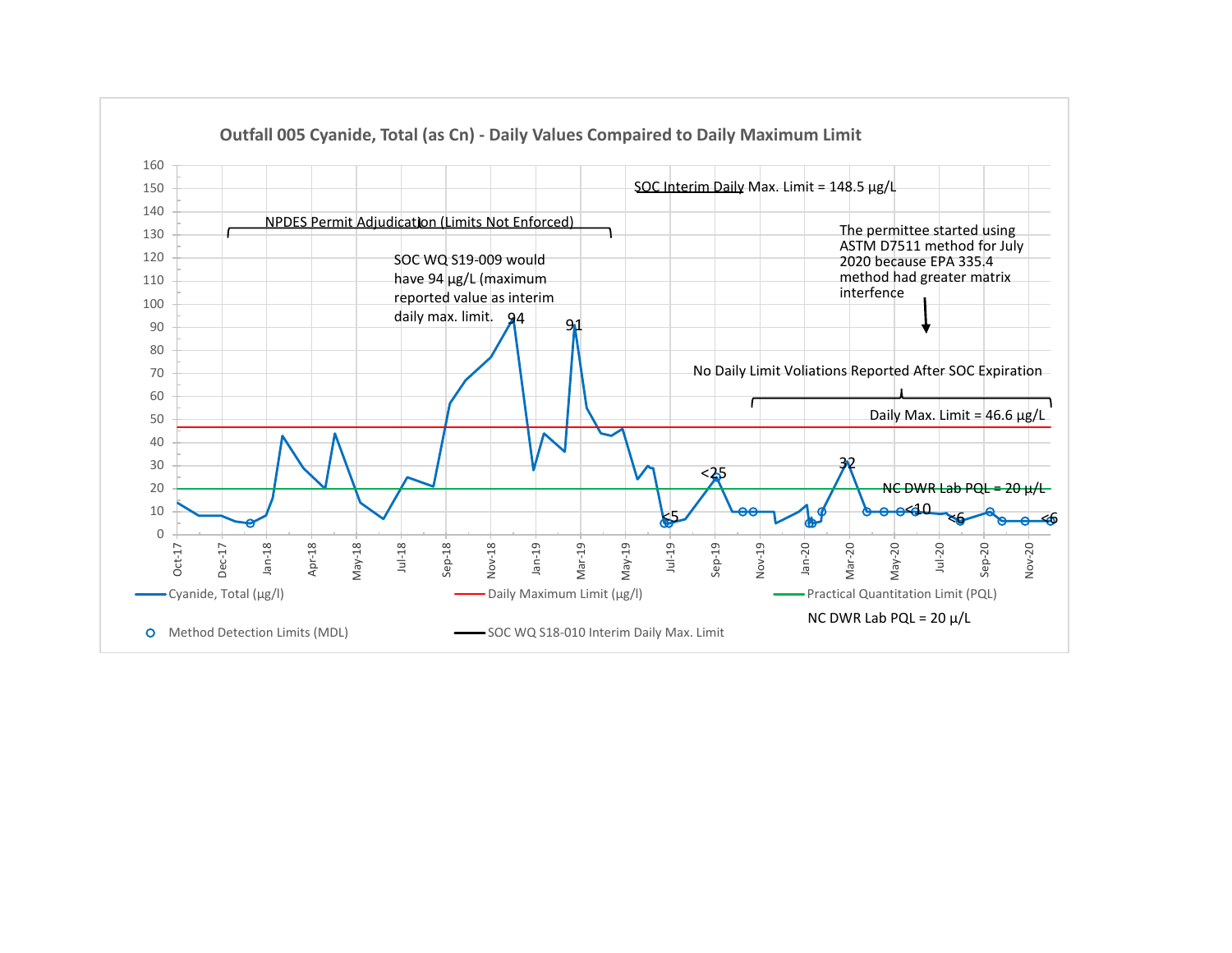## Outfall 005 Cyanide, Total (as Cn) - Daily Values Compaired to Daily Maximum Limit

SOC Interim Daily Max. Limit = 148.5 μg/L

NPDES Permit Adjudication (Limits Not Enforced)

SOC WQ S19-009 would have 94 μg/L (maximum reported value as interim daily max. limit.

The permittee started using ASTM D7511 method for July 2020 because EPA 335.4 method had greater matrix interference

No Daily Limit Voliations Reported After SOC Expiration

Daily Max. Limit = 46.6 μg/L

NC DWR Lab PQL = 20 μ/L

94

91

32

<25

<5

<10

<6

<6

Oct-17, Dec-17, Jan-18, Apr-18, May-18, Jul-18, Sep-18, Nov-18, Jan-19, Mar-19, May-19, Jul-19, Sep-19, Nov-19, Jan-20, Mar-20, May-20, Jul-20, Sep-20, Nov-20

0, 10, 20, 30, 40, 50, 60, 70, 80, 90, 100, 110, 120, 130, 140, 150, 160

Cyanide, Total (μg/l)

Daily Maximum Limit (μg/l)

Practical Quantitation Limit (PQL)

NC DWR Lab PQL = 20 μ/L

Method Detection Limits (MDL)

SOC WQ S18-010 Interim Daily Max. Limit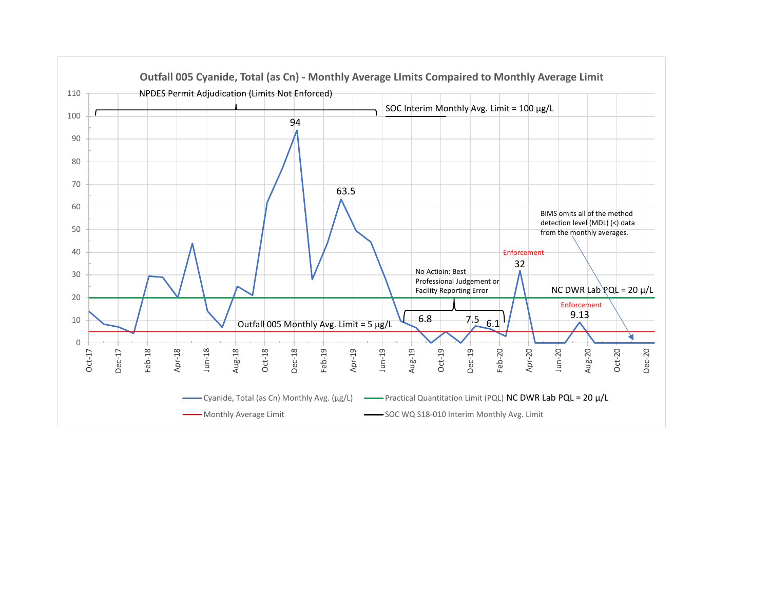## Outfall 005 Cyanide, Total (as Cn) - Monthly Average LImits Compaired to Monthly Average Limit

NPDES Permit Adjudication (Limits Not Enforced)

SOC Interim Monthly Avg. Limit = 100 µg/L

94

63.5

BIMS omits all of the method detection level (MDL) (<) data from the monthly averages.

Enforcement

32

No Actioin: Best Professional Judgement or Facility Reporting Error

NC DWR Lab PQL = 20 µ/L

Enforcement

9.13

6.8

7.5

6.1

Outfall 005 Monthly Avg. Limit = 5 µg/L

Y-axis: 0, 10, 20, 30, 40, 50, 60, 70, 80, 90, 100, 110

X-axis: Oct-17, Dec-17, Feb-18, Apr-18, Jun-18, Aug-18, Oct-18, Dec-18, Feb-19, Apr-19, Jun-19, Aug-19, Oct-19, Dec-19, Feb-20, Apr-20, Jun-20, Aug-20, Oct-20, Dec-20

Legend:
- Cyanide, Total (as Cn) Monthly Avg. (µg/L)
- Practical Quantitation Limit (PQL) NC DWR Lab PQL = 20 µ/L
- Monthly Average Limit
- SOC WQ S18-010 Interim Monthly Avg. Limit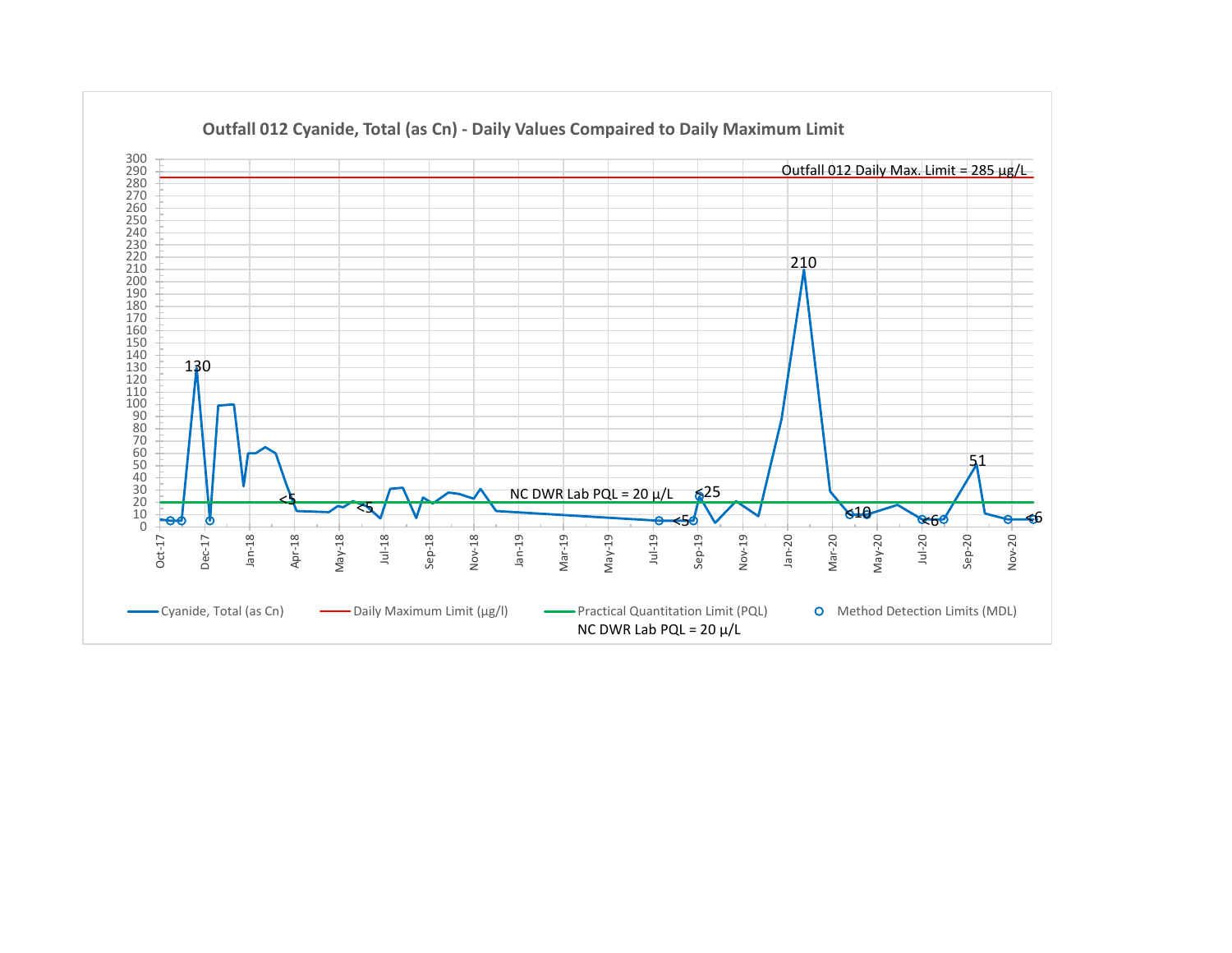**Outfall 012 Cyanide, Total (as Cn) - Daily Values Compaired to Daily Maximum Limit**

Outfall 012 Daily Max. Limit = 285 µg/L

NC DWR Lab PQL = 20 µ/L

Data labels: 130, <5, <5, <5, <25, 210, <10, <6, 51, <6

Y-axis: 0 – 300 (increments of 10)

X-axis: Oct-17, Dec-17, Jan-18, Apr-18, May-18, Jul-18, Sep-18, Nov-18, Jan-19, Mar-19, May-19, Jul-19, Sep-19, Nov-19, Jan-20, Mar-20, May-20, Jul-20, Sep-20, Nov-20

Legend: Cyanide, Total (as Cn) — Daily Maximum Limit (µg/l) — Practical Quantitation Limit (PQL) — Method Detection Limits (MDL)

NC DWR Lab PQL = 20 µ/L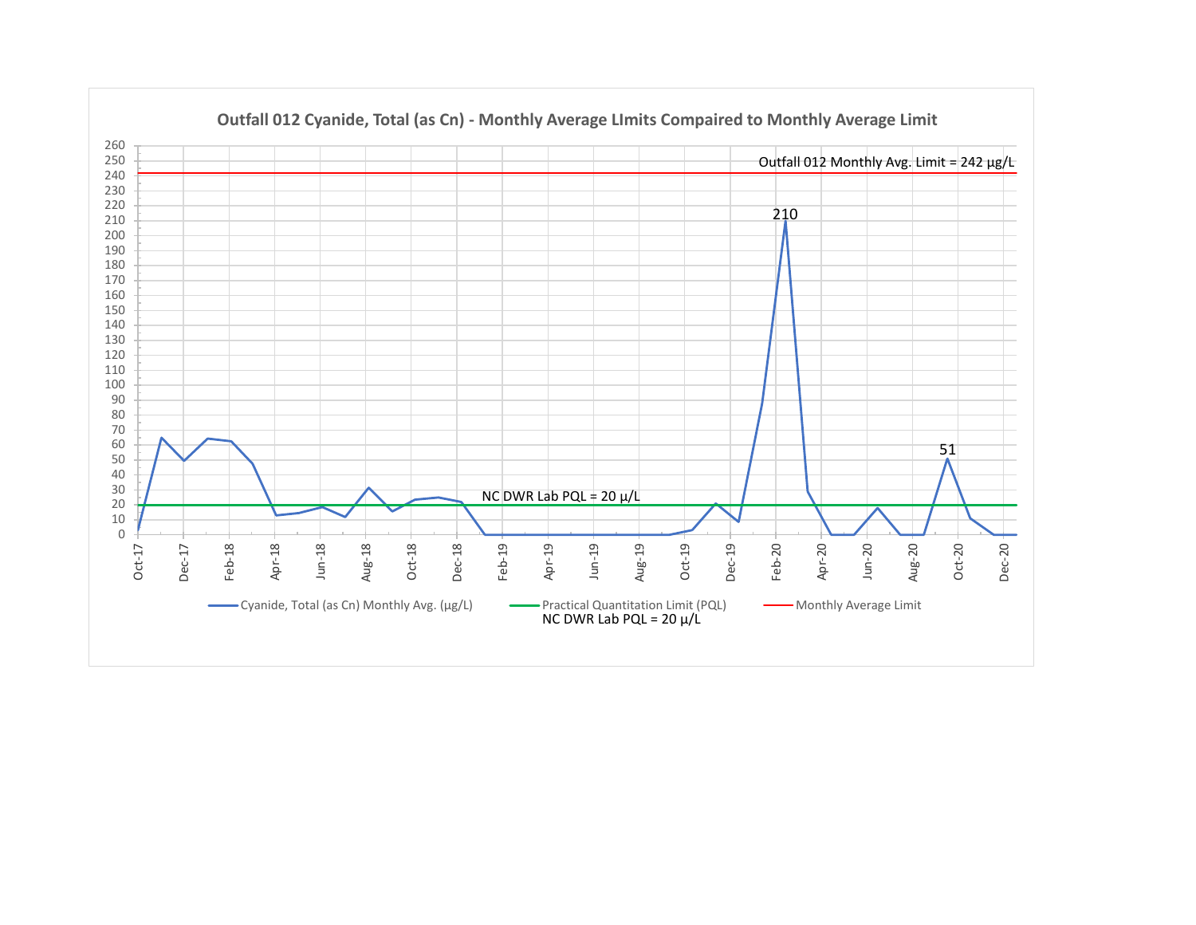**Outfall 012 Cyanide, Total (as Cn) - Monthly Average LImits Compaired to Monthly Average Limit**

Outfall 012 Monthly Avg. Limit = 242 µg/L

210

51

NC DWR Lab PQL = 20 µ/L

Oct-17, Dec-17, Feb-18, Apr-18, Jun-18, Aug-18, Oct-18, Dec-18, Feb-19, Apr-19, Jun-19, Aug-19, Oct-19, Dec-19, Feb-20, Apr-20, Jun-20, Aug-20, Oct-20, Dec-20

Cyanide, Total (as Cn) Monthly Avg. (µg/L)

Practical Quantitation Limit (PQL)
NC DWR Lab PQL = 20 µ/L

Monthly Average Limit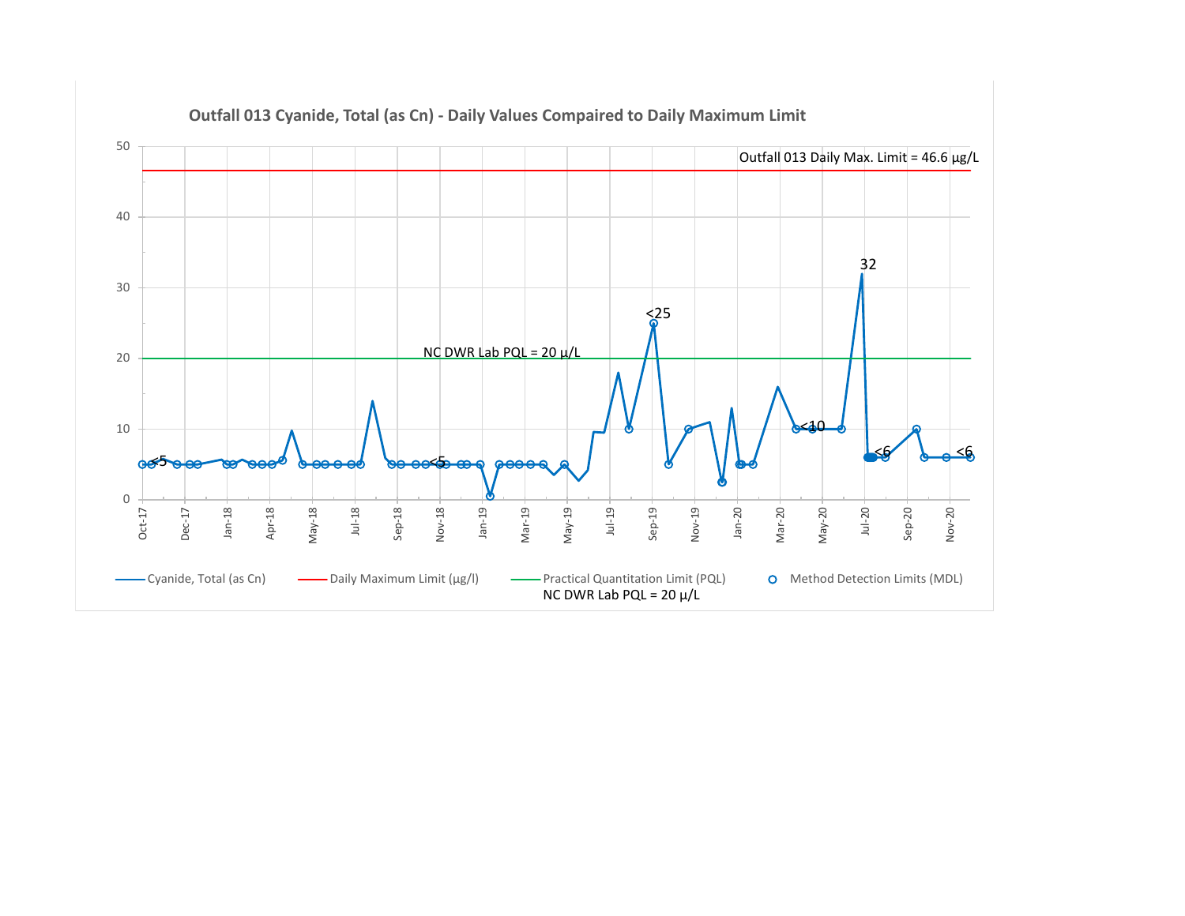**Outfall 013 Cyanide, Total (as Cn) - Daily Values Compaired to Daily Maximum Limit**

Outfall 013 Daily Max. Limit = 46.6 µg/L

NC DWR Lab PQL = 20 µ/L

Legend: Cyanide, Total (as Cn) | Daily Maximum Limit (µg/l) | Practical Quantitation Limit (PQL) NC DWR Lab PQL = 20 µ/L | Method Detection Limits (MDL)

Data labels: <5, <5, <25, 32, <10, <6, <6

Y-axis: 0, 10, 20, 30, 40, 50

X-axis: Oct-17, Dec-17, Jan-18, Apr-18, May-18, Jul-18, Sep-18, Nov-18, Jan-19, Mar-19, May-19, Jul-19, Sep-19, Nov-19, Jan-20, Mar-20, May-20, Jul-20, Sep-20, Nov-20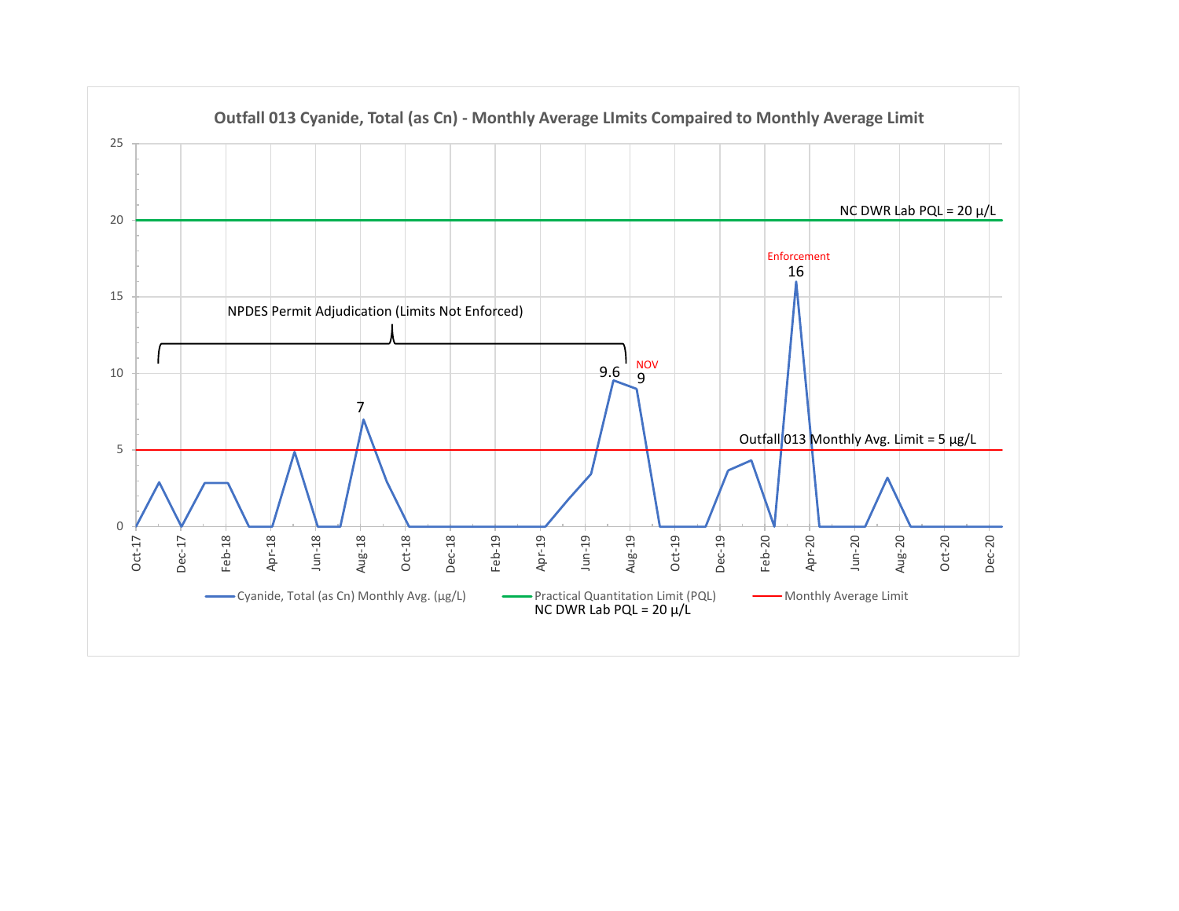**Outfall 013 Cyanide, Total (as Cn) - Monthly Average LImits Compaired to Monthly Average Limit**

NC DWR Lab PQL = 20 µ/L

Enforcement

16

NPDES Permit Adjudication (Limits Not Enforced)

NOV

9.6

9

7

Outfall 013 Monthly Avg. Limit = 5 µg/L

25
20
15
10
5
0

Oct-17
Dec-17
Feb-18
Apr-18
Jun-18
Aug-18
Oct-18
Dec-18
Feb-19
Apr-19
Jun-19
Aug-19
Oct-19
Dec-19
Feb-20
Apr-20
Jun-20
Aug-20
Oct-20
Dec-20

Cyanide, Total (as Cn) Monthly Avg. (µg/L)

Practical Quantitation Limit (PQL)
NC DWR Lab PQL = 20 µ/L

Monthly Average Limit